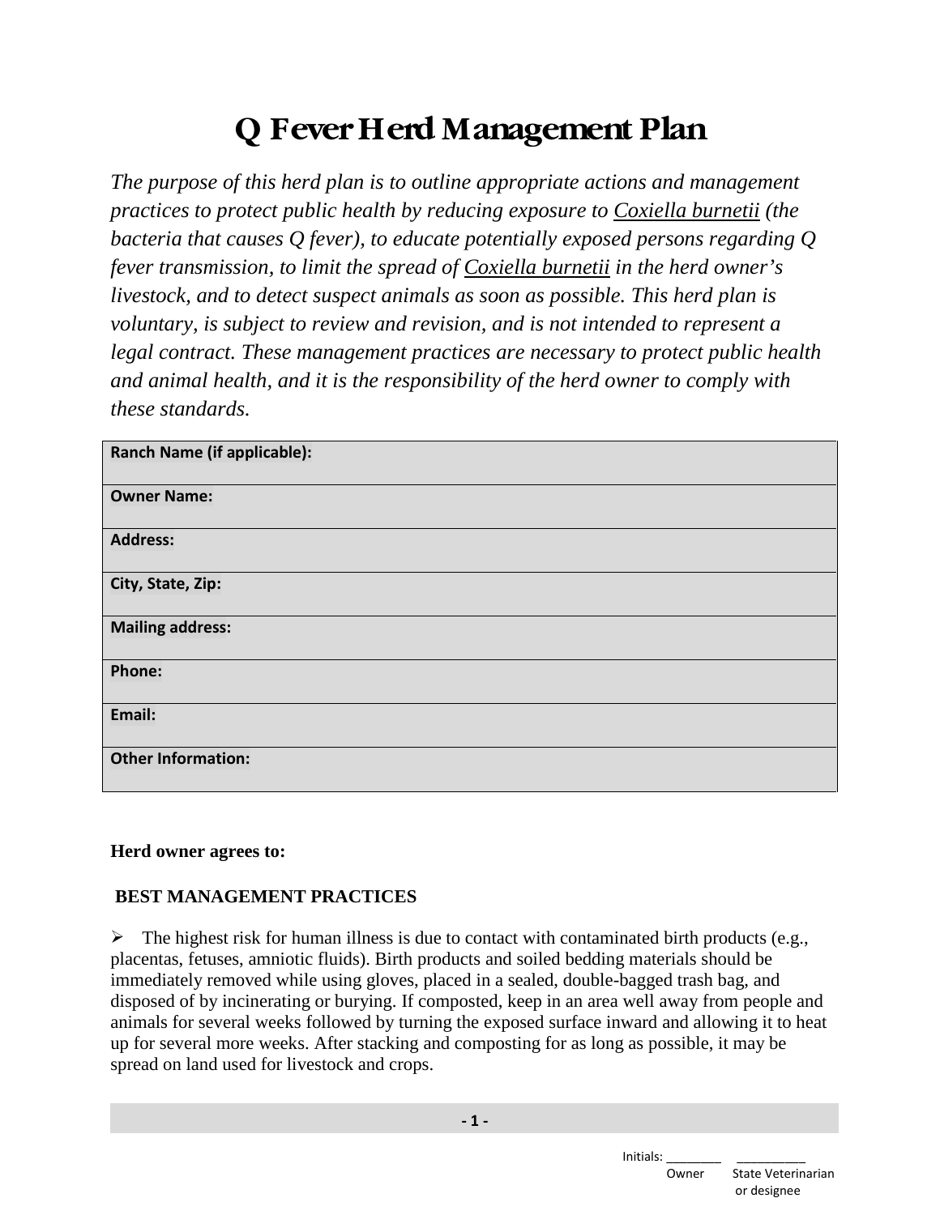# Q Fever Herd Management Plan

*The purpose of this herd plan is to outline appropriate actions and management practices to protect public health by reducing exposure to Coxiella burnetii (the bacteria that causes Q fever), to educate potentially exposed persons regarding Q fever transmission, to limit the spread of Coxiella burnetii in the herd owner's livestock, and to detect suspect animals as soon as possible. This herd plan is voluntary, is subject to review and revision, and is not intended to represent a legal contract. These management practices are necessary to protect public health and animal health, and it is the responsibility of the herd owner to comply with these standards.*

| **Ranch Name (if applicable):** |
|---|
| **Owner Name:** |
| **Address:** |
| **City, State, Zip:** |
| **Mailing address:** |
| **Phone:** |
| **Email:** |
| **Other Information:** |

**Herd owner agrees to:**

**BEST MANAGEMENT PRACTICES**

- The highest risk for human illness is due to contact with contaminated birth products (e.g., placentas, fetuses, amniotic fluids). Birth products and soiled bedding materials should be immediately removed while using gloves, placed in a sealed, double-bagged trash bag, and disposed of by incinerating or burying. If composted, keep in an area well away from people and animals for several weeks followed by turning the exposed surface inward and allowing it to heat up for several more weeks. After stacking and composting for as long as possible, it may be spread on land used for livestock and crops.

Initials: ________ __________
Owner State Veterinarian or designee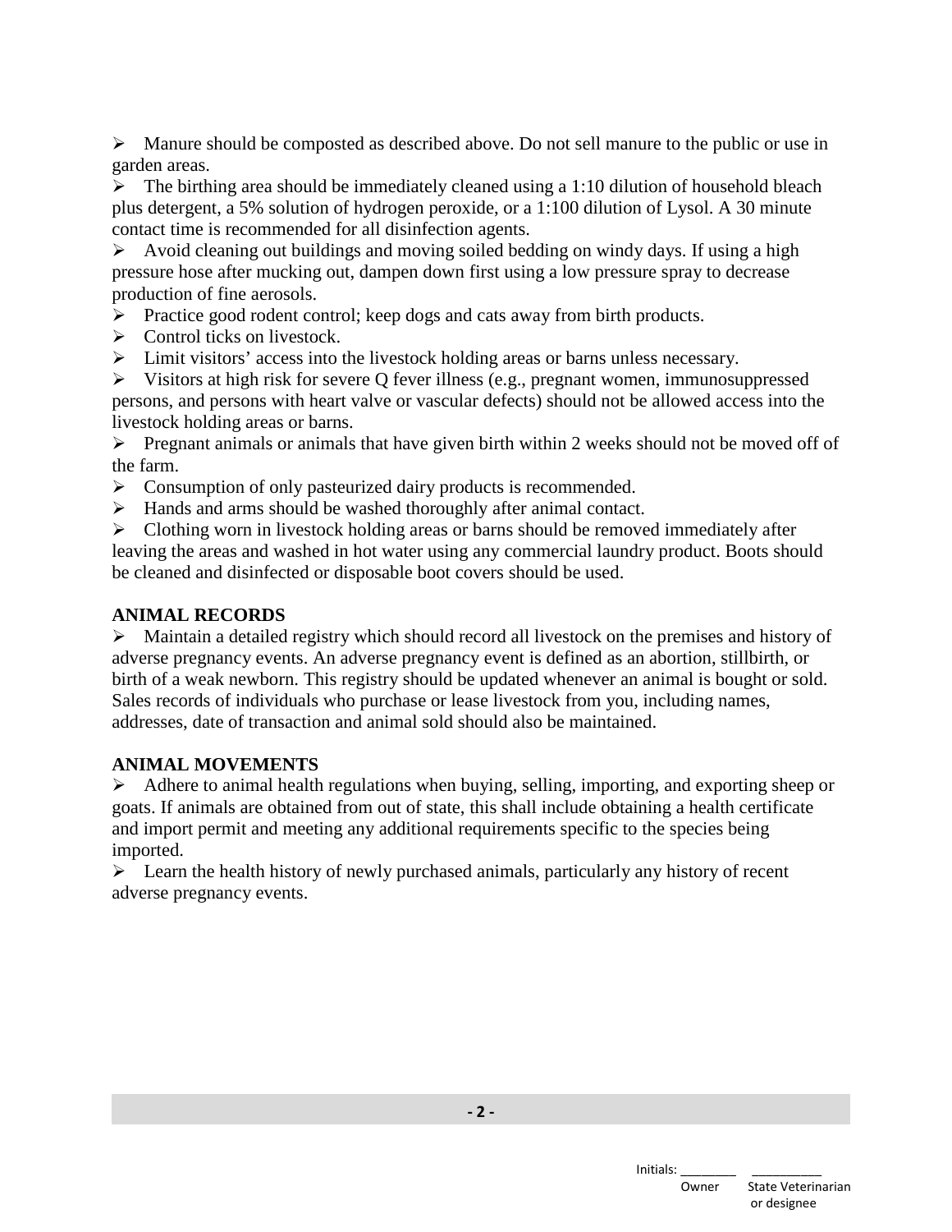- Manure should be composted as described above. Do not sell manure to the public or use in garden areas.
- The birthing area should be immediately cleaned using a 1:10 dilution of household bleach plus detergent, a 5% solution of hydrogen peroxide, or a 1:100 dilution of Lysol. A 30 minute contact time is recommended for all disinfection agents.
- Avoid cleaning out buildings and moving soiled bedding on windy days. If using a high pressure hose after mucking out, dampen down first using a low pressure spray to decrease production of fine aerosols.
- Practice good rodent control; keep dogs and cats away from birth products.
- Control ticks on livestock.
- Limit visitors' access into the livestock holding areas or barns unless necessary.
- Visitors at high risk for severe Q fever illness (e.g., pregnant women, immunosuppressed persons, and persons with heart valve or vascular defects) should not be allowed access into the livestock holding areas or barns.
- Pregnant animals or animals that have given birth within 2 weeks should not be moved off of the farm.
- Consumption of only pasteurized dairy products is recommended.
- Hands and arms should be washed thoroughly after animal contact.
- Clothing worn in livestock holding areas or barns should be removed immediately after leaving the areas and washed in hot water using any commercial laundry product. Boots should be cleaned and disinfected or disposable boot covers should be used.

**ANIMAL RECORDS**

- Maintain a detailed registry which should record all livestock on the premises and history of adverse pregnancy events. An adverse pregnancy event is defined as an abortion, stillbirth, or birth of a weak newborn. This registry should be updated whenever an animal is bought or sold. Sales records of individuals who purchase or lease livestock from you, including names, addresses, date of transaction and animal sold should also be maintained.

**ANIMAL MOVEMENTS**

- Adhere to animal health regulations when buying, selling, importing, and exporting sheep or goats. If animals are obtained from out of state, this shall include obtaining a health certificate and import permit and meeting any additional requirements specific to the species being imported.
- Learn the health history of newly purchased animals, particularly any history of recent adverse pregnancy events.

Initials: ________ __________
Owner State Veterinarian or designee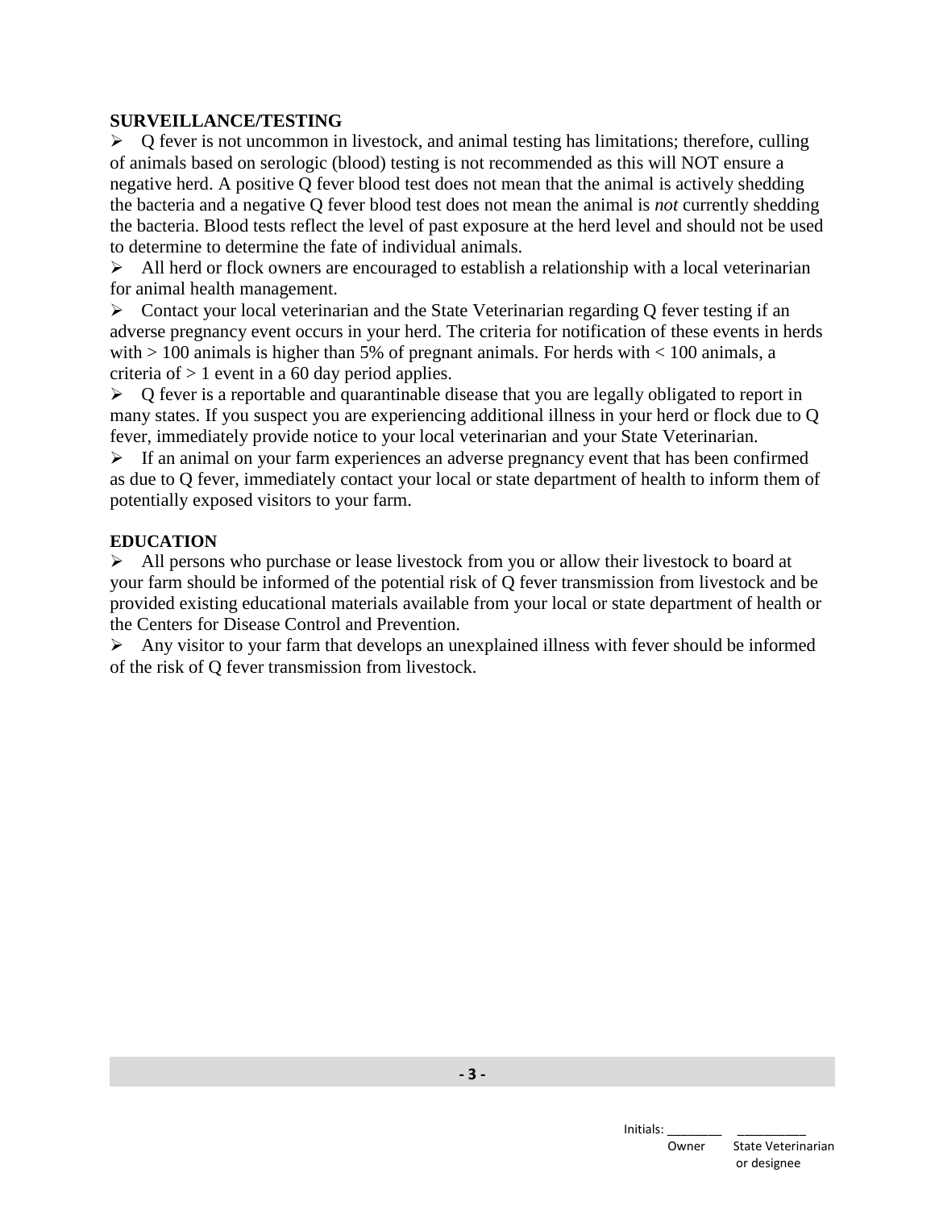**SURVEILLANCE/TESTING**

- Q fever is not uncommon in livestock, and animal testing has limitations; therefore, culling of animals based on serologic (blood) testing is not recommended as this will NOT ensure a negative herd. A positive Q fever blood test does not mean that the animal is actively shedding the bacteria and a negative Q fever blood test does not mean the animal is *not* currently shedding the bacteria. Blood tests reflect the level of past exposure at the herd level and should not be used to determine to determine the fate of individual animals.
- All herd or flock owners are encouraged to establish a relationship with a local veterinarian for animal health management.
- Contact your local veterinarian and the State Veterinarian regarding Q fever testing if an adverse pregnancy event occurs in your herd. The criteria for notification of these events in herds with > 100 animals is higher than 5% of pregnant animals. For herds with < 100 animals, a criteria of > 1 event in a 60 day period applies.
- Q fever is a reportable and quarantinable disease that you are legally obligated to report in many states. If you suspect you are experiencing additional illness in your herd or flock due to Q fever, immediately provide notice to your local veterinarian and your State Veterinarian.
- If an animal on your farm experiences an adverse pregnancy event that has been confirmed as due to Q fever, immediately contact your local or state department of health to inform them of potentially exposed visitors to your farm.

**EDUCATION**

- All persons who purchase or lease livestock from you or allow their livestock to board at your farm should be informed of the potential risk of Q fever transmission from livestock and be provided existing educational materials available from your local or state department of health or the Centers for Disease Control and Prevention.
- Any visitor to your farm that develops an unexplained illness with fever should be informed of the risk of Q fever transmission from livestock.

Initials: ________ __________
Owner State Veterinarian or designee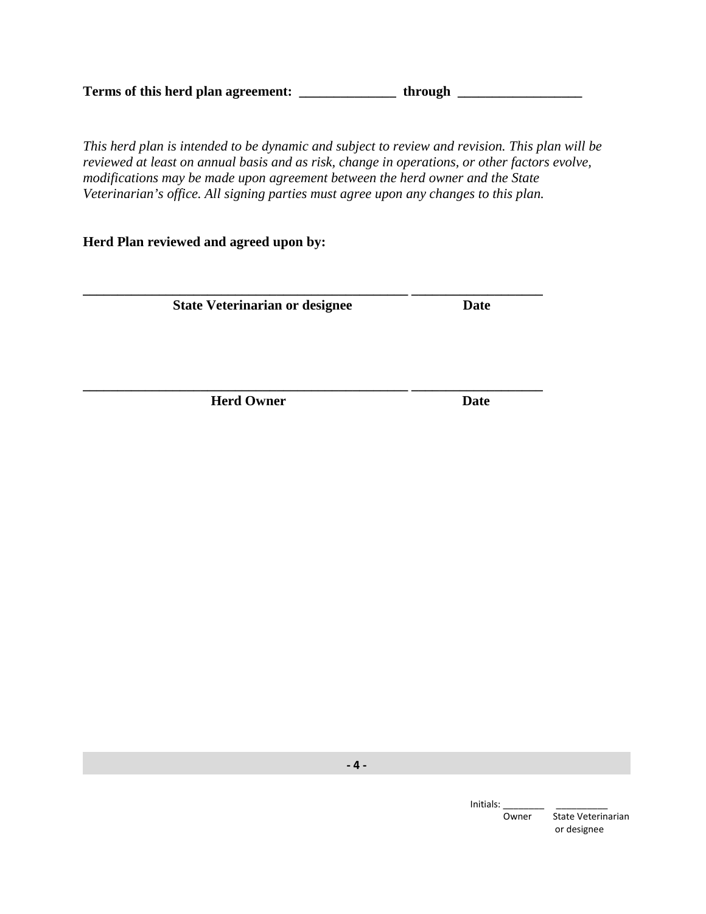**Terms of this herd plan agreement: ______________ through __________________**

*This herd plan is intended to be dynamic and subject to review and revision. This plan will be reviewed at least on annual basis and as risk, change in operations, or other factors evolve, modifications may be made upon agreement between the herd owner and the State Veterinarian's office. All signing parties must agree upon any changes to this plan.*

**Herd Plan reviewed and agreed upon by:**

_________________________________________________ __________________

**State Veterinarian or designee** **Date**

_________________________________________________ __________________

**Herd Owner** **Date**

Initials: ________ __________

Owner State Veterinarian or designee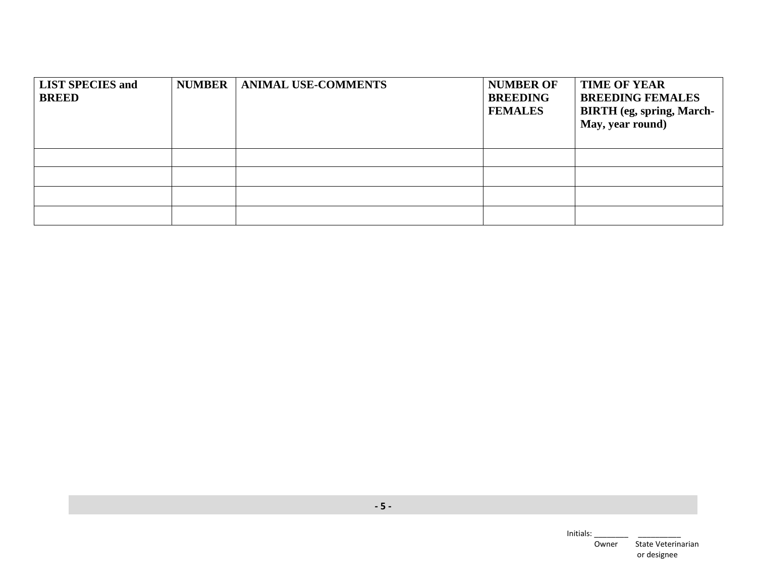| LIST SPECIES and BREED | NUMBER | ANIMAL USE-COMMENTS | NUMBER OF BREEDING FEMALES | TIME OF YEAR BREEDING FEMALES BIRTH (eg, spring, March-May, year round) |
|---|---|---|---|---|
| | | | | |
| | | | | |
| | | | | |
| | | | | |

Initials: ________ __________
Owner State Veterinarian or designee